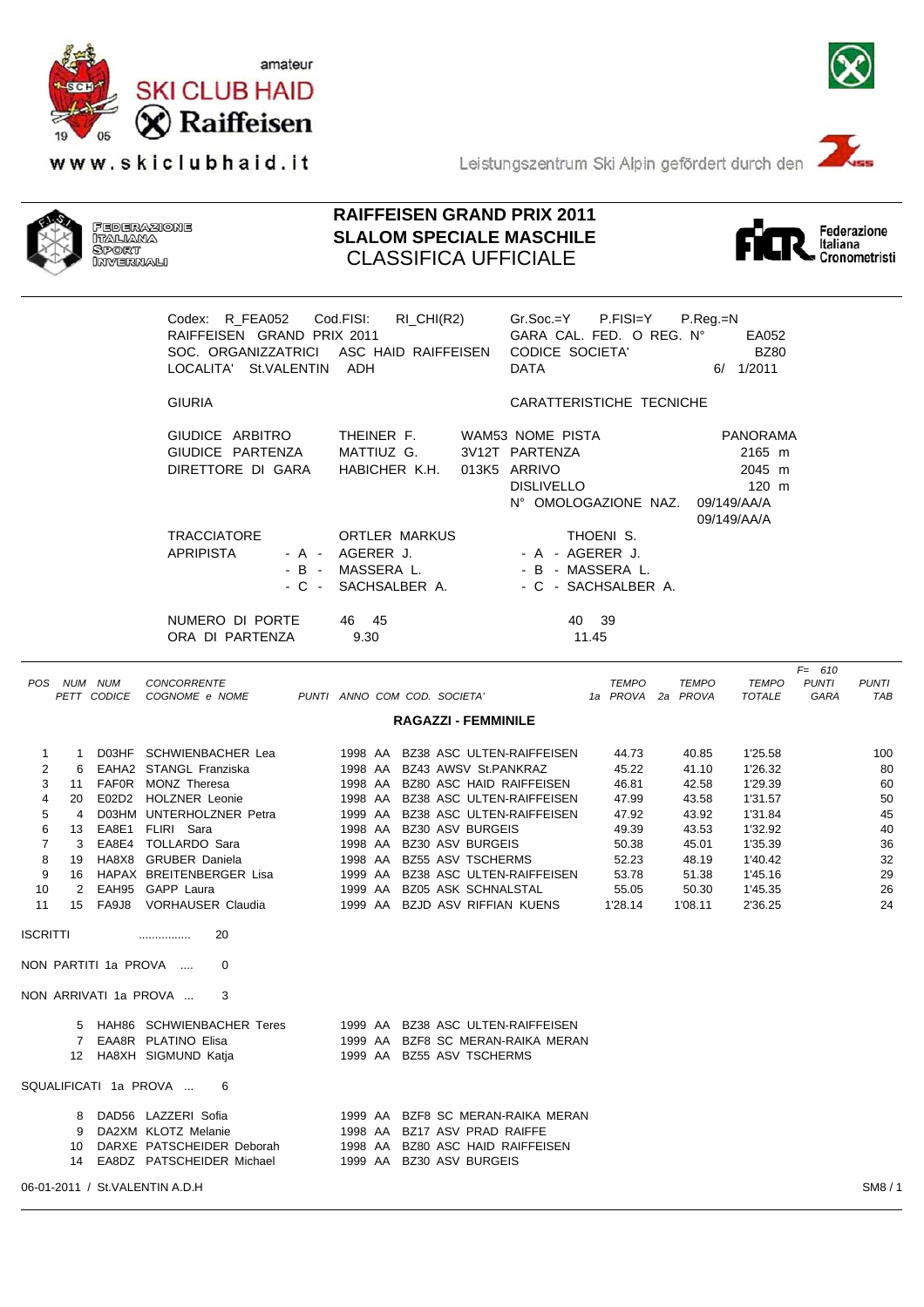amateur
SKI CLUB HAID
Raiffeisen
www.skiclubhaid.it

Leistungszentrum Ski Alpin gefördert durch den

FEDERAZIONE ITALIANA SPORT INVERNALI

# RAIFFEISEN GRAND PRIX 2011
## SLALOM SPECIALE MASCHILE
## CLASSIFICA UFFICIALE

Federazione Italiana Cronometristi

Codex: R_FEA052 Cod.FISI: RI_CHI(R2) Gr.Soc.=Y P.FISI=Y P.Reg.=N
RAIFFEISEN GRAND PRIX 2011 GARA CAL. FED. O REG. N° EA052
SOC. ORGANIZZATRICI ASC HAID RAIFFEISEN CODICE SOCIETA' BZ80
LOCALITA' St.VALENTIN ADH DATA 6/ 1/2011

GIURIA — CARATTERISTICHE TECNICHE

| | | | | |
|---|---|---|---|---|
| GIUDICE ARBITRO | THEINER F. | WAM53 | NOME PISTA | PANORAMA |
| GIUDICE PARTENZA | MATTIUZ G. | 3V12T | PARTENZA | 2165 m |
| DIRETTORE DI GARA | HABICHER K.H. | 013K5 | ARRIVO | 2045 m |
| | | | DISLIVELLO | 120 m |
| | | | N° OMOLOGAZIONE NAZ. | 09/149/AA/A 09/149/AA/A |

| | | | |
|---|---|---|---|
| TRACCIATORE | | ORTLER MARKUS | THOENI S. |
| APRIPISTA | - A - | AGERER J. | - A - AGERER J. |
| | - B - | MASSERA L. | - B - MASSERA L. |
| | - C - | SACHSALBER A. | - C - SACHSALBER A. |
| NUMERO DI PORTE | | 46 45 | 40 39 |
| ORA DI PARTENZA | | 9.30 | 11.45 |

F= 610

| POS | NUM PETT | NUM CODICE | CONCORRENTE COGNOME e NOME | PUNTI | ANNO | COM | COD. | SOCIETA' | TEMPO 1a PROVA | TEMPO 2a PROVA | TEMPO TOTALE | PUNTI GARA | PUNTI TAB |
|---|---|---|---|---|---|---|---|---|---|---|---|---|---|
| **RAGAZZI - FEMMINILE** | | | | | | | | | | | | | |
| 1 | 1 | D03HF | SCHWIENBACHER Lea | | 1998 | AA | BZ38 | ASC ULTEN-RAIFFEISEN | 44.73 | 40.85 | 1'25.58 | | 100 |
| 2 | 6 | EAHA2 | STANGL Franziska | | 1998 | AA | BZ43 | AWSV St.PANKRAZ | 45.22 | 41.10 | 1'26.32 | | 80 |
| 3 | 11 | FAF0R | MONZ Theresa | | 1998 | AA | BZ80 | ASC HAID RAIFFEISEN | 46.81 | 42.58 | 1'29.39 | | 60 |
| 4 | 20 | E02D2 | HOLZNER Leonie | | 1998 | AA | BZ38 | ASC ULTEN-RAIFFEISEN | 47.99 | 43.58 | 1'31.57 | | 50 |
| 5 | 4 | D03HM | UNTERHOLZNER Petra | | 1999 | AA | BZ38 | ASC ULTEN-RAIFFEISEN | 47.92 | 43.92 | 1'31.84 | | 45 |
| 6 | 13 | EA8E1 | FLIRI Sara | | 1998 | AA | BZ30 | ASV BURGEIS | 49.39 | 43.53 | 1'32.92 | | 40 |
| 7 | 3 | EA8E4 | TOLLARDO Sara | | 1998 | AA | BZ30 | ASV BURGEIS | 50.38 | 45.01 | 1'35.39 | | 36 |
| 8 | 19 | HA8X8 | GRUBER Daniela | | 1998 | AA | BZ55 | ASV TSCHERMS | 52.23 | 48.19 | 1'40.42 | | 32 |
| 9 | 16 | HAPAX | BREITENBERGER Lisa | | 1999 | AA | BZ38 | ASC ULTEN-RAIFFEISEN | 53.78 | 51.38 | 1'45.16 | | 29 |
| 10 | 2 | EAH95 | GAPP Laura | | 1999 | AA | BZ05 | ASK SCHNALSTAL | 55.05 | 50.30 | 1'45.35 | | 26 |
| 11 | 15 | FA9J8 | VORHAUSER Claudia | | 1999 | AA | BZJD | ASV RIFFIAN KUENS | 1'28.14 | 1'08.11 | 2'36.25 | | 24 |

ISCRITTI ................ 20

NON PARTITI 1a PROVA .... 0

NON ARRIVATI 1a PROVA ... 3

| NUM PETT | NUM CODICE | COGNOME e NOME | ANNO | COM | COD. | SOCIETA' |
|---|---|---|---|---|---|---|
| 5 | HAH86 | SCHWIENBACHER Teres | 1999 | AA | BZ38 | ASC ULTEN-RAIFFEISEN |
| 7 | EAA8R | PLATINO Elisa | 1999 | AA | BZF8 | SC MERAN-RAIKA MERAN |
| 12 | HA8XH | SIGMUND Katja | 1999 | AA | BZ55 | ASV TSCHERMS |

SQUALIFICATI 1a PROVA ... 6

| NUM PETT | NUM CODICE | COGNOME e NOME | ANNO | COM | COD. | SOCIETA' |
|---|---|---|---|---|---|---|
| 8 | DAD56 | LAZZERI Sofia | 1999 | AA | BZF8 | SC MERAN-RAIKA MERAN |
| 9 | DA2XM | KLOTZ Melanie | 1998 | AA | BZ17 | ASV PRAD RAIFFE |
| 10 | DARXE | PATSCHEIDER Deborah | 1998 | AA | BZ80 | ASC HAID RAIFFEISEN |
| 14 | EA8DZ | PATSCHEIDER Michael | 1999 | AA | BZ30 | ASV BURGEIS |

06-01-2011 / St.VALENTIN A.D.H SM8 / 1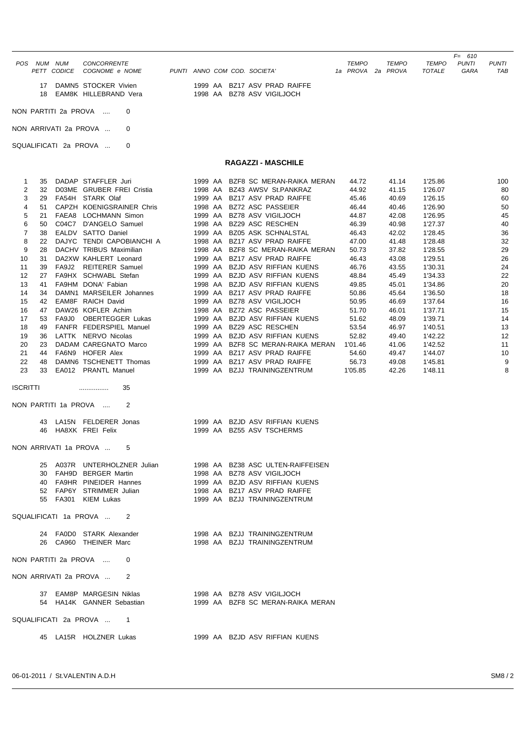| POS | NUM PETT | NUM CODICE | CONCORRENTE COGNOME e NOME | PUNTI | ANNO | COM | COD. | SOCIETA' | TEMPO 1a PROVA | TEMPO 2a PROVA | TEMPO TOTALE | F= 610 PUNTI GARA | PUNTI TAB |
|---|---|---|---|---|---|---|---|---|---|---|---|---|---|
| | 17 | DAMN5 | STOCKER Vivien | | 1999 | AA | BZ17 | ASV PRAD RAIFFE | | | | | |
| | 18 | EAM8K | HILLEBRAND Vera | | 1998 | AA | BZ78 | ASV VIGILJOCH | | | | | |

NON PARTITI 2a PROVA .... 0

NON ARRIVATI 2a PROVA ... 0

SQUALIFICATI 2a PROVA ... 0

## RAGAZZI - MASCHILE

| POS | NUM PETT | NUM CODICE | CONCORRENTE COGNOME e NOME | PUNTI | ANNO | COM | COD. | SOCIETA' | TEMPO 1a PROVA | TEMPO 2a PROVA | TEMPO TOTALE | PUNTI GARA | PUNTI TAB |
|---|---|---|---|---|---|---|---|---|---|---|---|---|---|
| 1 | 35 | DADAP | STAFFLER Juri | | 1999 | AA | BZF8 | SC MERAN-RAIKA MERAN | 44.72 | 41.14 | 1'25.86 | | 100 |
| 2 | 32 | D03ME | GRUBER FREI Cristia | | 1998 | AA | BZ43 | AWSV St.PANKRAZ | 44.92 | 41.15 | 1'26.07 | | 80 |
| 3 | 29 | FA54H | STARK Olaf | | 1999 | AA | BZ17 | ASV PRAD RAIFFE | 45.46 | 40.69 | 1'26.15 | | 60 |
| 4 | 51 | CAPZH | KOENIGSRAINER Chris | | 1998 | AA | BZ72 | ASC PASSEIER | 46.44 | 40.46 | 1'26.90 | | 50 |
| 5 | 21 | FAEA8 | LOCHMANN Simon | | 1999 | AA | BZ78 | ASV VIGILJOCH | 44.87 | 42.08 | 1'26.95 | | 45 |
| 6 | 50 | C04C7 | D'ANGELO Samuel | | 1998 | AA | BZ29 | ASC RESCHEN | 46.39 | 40.98 | 1'27.37 | | 40 |
| 7 | 38 | EALDV | SATTO Daniel | | 1999 | AA | BZ05 | ASK SCHNALSTAL | 46.43 | 42.02 | 1'28.45 | | 36 |
| 8 | 22 | DAJYC | TENDI CAPOBIANCHI A | | 1998 | AA | BZ17 | ASV PRAD RAIFFE | 47.00 | 41.48 | 1'28.48 | | 32 |
| 9 | 28 | DACHV | TRIBUS Maximilian | | 1998 | AA | BZF8 | SC MERAN-RAIKA MERAN | 50.73 | 37.82 | 1'28.55 | | 29 |
| 10 | 31 | DA2XW | KAHLERT Leonard | | 1999 | AA | BZ17 | ASV PRAD RAIFFE | 46.43 | 43.08 | 1'29.51 | | 26 |
| 11 | 39 | FA9J2 | REITERER Samuel | | 1999 | AA | BZJD | ASV RIFFIAN KUENS | 46.76 | 43.55 | 1'30.31 | | 24 |
| 12 | 27 | FA9HX | SCHWABL Stefan | | 1999 | AA | BZJD | ASV RIFFIAN KUENS | 48.84 | 45.49 | 1'34.33 | | 22 |
| 13 | 41 | FA9HM | DONA' Fabian | | 1998 | AA | BZJD | ASV RIFFIAN KUENS | 49.85 | 45.01 | 1'34.86 | | 20 |
| 14 | 34 | DAMN1 | MARSEILER Johannes | | 1999 | AA | BZ17 | ASV PRAD RAIFFE | 50.86 | 45.64 | 1'36.50 | | 18 |
| 15 | 42 | EAM8F | RAICH David | | 1999 | AA | BZ78 | ASV VIGILJOCH | 50.95 | 46.69 | 1'37.64 | | 16 |
| 16 | 47 | DAW26 | KOFLER Achim | | 1998 | AA | BZ72 | ASC PASSEIER | 51.70 | 46.01 | 1'37.71 | | 15 |
| 17 | 53 | FA9J0 | OBERTEGGER Lukas | | 1999 | AA | BZJD | ASV RIFFIAN KUENS | 51.62 | 48.09 | 1'39.71 | | 14 |
| 18 | 49 | FANFR | FEDERSPIEL Manuel | | 1999 | AA | BZ29 | ASC RESCHEN | 53.54 | 46.97 | 1'40.51 | | 13 |
| 19 | 36 | LATTK | NERVO Nicolas | | 1999 | AA | BZJD | ASV RIFFIAN KUENS | 52.82 | 49.40 | 1'42.22 | | 12 |
| 20 | 23 | DADAM | CAREGNATO Marco | | 1999 | AA | BZF8 | SC MERAN-RAIKA MERAN | 1'01.46 | 41.06 | 1'42.52 | | 11 |
| 21 | 44 | FA6N9 | HOFER Alex | | 1999 | AA | BZ17 | ASV PRAD RAIFFE | 54.60 | 49.47 | 1'44.07 | | 10 |
| 22 | 48 | DAMN6 | TSCHENETT Thomas | | 1999 | AA | BZ17 | ASV PRAD RAIFFE | 56.73 | 49.08 | 1'45.81 | | 9 |
| 23 | 33 | EA012 | PRANTL Manuel | | 1999 | AA | BZJJ | TRAININGZENTRUM | 1'05.85 | 42.26 | 1'48.11 | | 8 |

ISCRITTI ................ 35

NON PARTITI 1a PROVA .... 2

| NUM PETT | NUM CODICE | COGNOME e NOME | ANNO | COM | COD. | SOCIETA' |
|---|---|---|---|---|---|---|
| 43 | LA15N | FELDERER Jonas | 1999 | AA | BZJD | ASV RIFFIAN KUENS |
| 46 | HA8XK | FREI Felix | 1999 | AA | BZ55 | ASV TSCHERMS |

NON ARRIVATI 1a PROVA ... 5

| NUM PETT | NUM CODICE | COGNOME e NOME | ANNO | COM | COD. | SOCIETA' |
|---|---|---|---|---|---|---|
| 25 | A037R | UNTERHOLZNER Julian | 1998 | AA | BZ38 | ASC ULTEN-RAIFFEISEN |
| 30 | FAH9D | BERGER Martin | 1998 | AA | BZ78 | ASV VIGILJOCH |
| 40 | FA9HR | PINEIDER Hannes | 1999 | AA | BZJD | ASV RIFFIAN KUENS |
| 52 | FAP6Y | STRIMMER Julian | 1998 | AA | BZ17 | ASV PRAD RAIFFE |
| 55 | FA301 | KIEM Lukas | 1999 | AA | BZJJ | TRAININGZENTRUM |

SQUALIFICATI 1a PROVA ... 2

| NUM PETT | NUM CODICE | COGNOME e NOME | ANNO | COM | COD. | SOCIETA' |
|---|---|---|---|---|---|---|
| 24 | FA0D0 | STARK Alexander | 1998 | AA | BZJJ | TRAININGZENTRUM |
| 26 | CA960 | THEINER Marc | 1998 | AA | BZJJ | TRAININGZENTRUM |

NON PARTITI 2a PROVA .... 0

NON ARRIVATI 2a PROVA ... 2

| NUM PETT | NUM CODICE | COGNOME e NOME | ANNO | COM | COD. | SOCIETA' |
|---|---|---|---|---|---|---|
| 37 | EAM8P | MARGESIN Niklas | 1998 | AA | BZ78 | ASV VIGILJOCH |
| 54 | HA14K | GANNER Sebastian | 1999 | AA | BZF8 | SC MERAN-RAIKA MERAN |

SQUALIFICATI 2a PROVA ... 1

| NUM PETT | NUM CODICE | COGNOME e NOME | ANNO | COM | COD. | SOCIETA' |
|---|---|---|---|---|---|---|
| 45 | LA15R | HOLZNER Lukas | 1999 | AA | BZJD | ASV RIFFIAN KUENS |

06-01-2011 / St.VALENTIN A.D.H SM8 / 2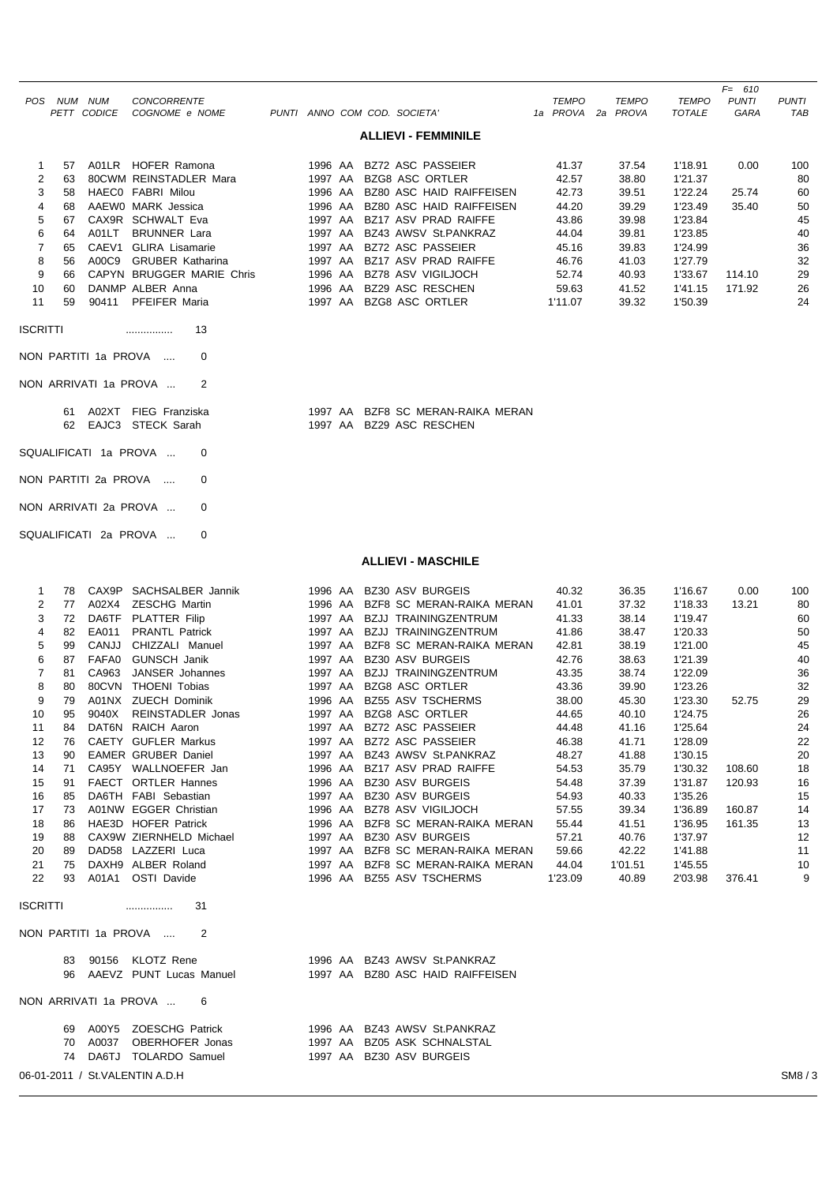| POS | NUM PETT | NUM CODICE | CONCORRENTE COGNOME e NOME | PUNTI | ANNO | COM | COD. SOCIETA' | TEMPO 1a PROVA | TEMPO 2a PROVA | TEMPO TOTALE | F= 610 PUNTI GARA | PUNTI TAB |
|---|---|---|---|---|---|---|---|---|---|---|---|---|

## ALLIEVI - FEMMINILE

| POS | NUM PETT | NUM CODICE | CONCORRENTE COGNOME e NOME | PUNTI | ANNO | COM | COD. SOCIETA' | TEMPO 1a PROVA | TEMPO 2a PROVA | TEMPO TOTALE | F= 610 PUNTI GARA | PUNTI TAB |
|---|---|---|---|---|---|---|---|---|---|---|---|---|
| 1 | 57 | A01LR | HOFER Ramona | | 1996 | AA | BZ72 ASC PASSEIER | 41.37 | 37.54 | 1'18.91 | 0.00 | 100 |
| 2 | 63 | 80CWM | REINSTADLER Mara | | 1997 | AA | BZG8 ASC ORTLER | 42.57 | 38.80 | 1'21.37 | | 80 |
| 3 | 58 | HAEC0 | FABRI Milou | | 1996 | AA | BZ80 ASC HAID RAIFFEISEN | 42.73 | 39.51 | 1'22.24 | 25.74 | 60 |
| 4 | 68 | AAEW0 | MARK Jessica | | 1996 | AA | BZ80 ASC HAID RAIFFEISEN | 44.20 | 39.29 | 1'23.49 | 35.40 | 50 |
| 5 | 67 | CAX9R | SCHWALT Eva | | 1997 | AA | BZ17 ASV PRAD RAIFFE | 43.86 | 39.98 | 1'23.84 | | 45 |
| 6 | 64 | A01LT | BRUNNER Lara | | 1997 | AA | BZ43 AWSV St.PANKRAZ | 44.04 | 39.81 | 1'23.85 | | 40 |
| 7 | 65 | CAEV1 | GLIRA Lisamarie | | 1997 | AA | BZ72 ASC PASSEIER | 45.16 | 39.83 | 1'24.99 | | 36 |
| 8 | 56 | A00C9 | GRUBER Katharina | | 1997 | AA | BZ17 ASV PRAD RAIFFE | 46.76 | 41.03 | 1'27.79 | | 32 |
| 9 | 66 | CAPYN | BRUGGER MARIE Chris | | 1996 | AA | BZ78 ASV VIGILJOCH | 52.74 | 40.93 | 1'33.67 | 114.10 | 29 |
| 10 | 60 | DANMP | ALBER Anna | | 1996 | AA | BZ29 ASC RESCHEN | 59.63 | 41.52 | 1'41.15 | 171.92 | 26 |
| 11 | 59 | 90411 | PFEIFER Maria | | 1997 | AA | BZG8 ASC ORTLER | 1'11.07 | 39.32 | 1'50.39 | | 24 |

ISCRITTI ............... 13

NON PARTITI 1a PROVA .... 0

NON ARRIVATI 1a PROVA ... 2

| NUM PETT | NUM CODICE | COGNOME e NOME | ANNO | COM | COD. SOCIETA' |
|---|---|---|---|---|---|
| 61 | A02XT | FIEG Franziska | 1997 | AA | BZF8 SC MERAN-RAIKA MERAN |
| 62 | EAJC3 | STECK Sarah | 1997 | AA | BZ29 ASC RESCHEN |

SQUALIFICATI 1a PROVA ... 0

NON PARTITI 2a PROVA .... 0

NON ARRIVATI 2a PROVA ... 0

SQUALIFICATI 2a PROVA ... 0

## ALLIEVI - MASCHILE

| POS | NUM PETT | NUM CODICE | CONCORRENTE COGNOME e NOME | PUNTI | ANNO | COM | COD. SOCIETA' | TEMPO 1a PROVA | TEMPO 2a PROVA | TEMPO TOTALE | F= 610 PUNTI GARA | PUNTI TAB |
|---|---|---|---|---|---|---|---|---|---|---|---|---|
| 1 | 78 | CAX9P | SACHSALBER Jannik | | 1996 | AA | BZ30 ASV BURGEIS | 40.32 | 36.35 | 1'16.67 | 0.00 | 100 |
| 2 | 77 | A02X4 | ZESCHG Martin | | 1996 | AA | BZF8 SC MERAN-RAIKA MERAN | 41.01 | 37.32 | 1'18.33 | 13.21 | 80 |
| 3 | 72 | DA6TF | PLATTER Filip | | 1997 | AA | BZJJ TRAININGZENTRUM | 41.33 | 38.14 | 1'19.47 | | 60 |
| 4 | 82 | EA011 | PRANTL Patrick | | 1997 | AA | BZJJ TRAININGZENTRUM | 41.86 | 38.47 | 1'20.33 | | 50 |
| 5 | 99 | CANJJ | CHIZZALI Manuel | | 1997 | AA | BZF8 SC MERAN-RAIKA MERAN | 42.81 | 38.19 | 1'21.00 | | 45 |
| 6 | 87 | FAFA0 | GUNSCH Janik | | 1997 | AA | BZ30 ASV BURGEIS | 42.76 | 38.63 | 1'21.39 | | 40 |
| 7 | 81 | CA963 | JANSER Johannes | | 1997 | AA | BZJJ TRAININGZENTRUM | 43.35 | 38.74 | 1'22.09 | | 36 |
| 8 | 80 | 80CVN | THOENI Tobias | | 1997 | AA | BZG8 ASC ORTLER | 43.36 | 39.90 | 1'23.26 | | 32 |
| 9 | 79 | A01NX | ZUECH Dominik | | 1996 | AA | BZ55 ASV TSCHERMS | 38.00 | 45.30 | 1'23.30 | 52.75 | 29 |
| 10 | 95 | 9040X | REINSTADLER Jonas | | 1997 | AA | BZG8 ASC ORTLER | 44.65 | 40.10 | 1'24.75 | | 26 |
| 11 | 84 | DAT6N | RAICH Aaron | | 1997 | AA | BZ72 ASC PASSEIER | 44.48 | 41.16 | 1'25.64 | | 24 |
| 12 | 76 | CAETY | GUFLER Markus | | 1997 | AA | BZ72 ASC PASSEIER | 46.38 | 41.71 | 1'28.09 | | 22 |
| 13 | 90 | EAMER | GRUBER Daniel | | 1997 | AA | BZ43 AWSV St.PANKRAZ | 48.27 | 41.88 | 1'30.15 | | 20 |
| 14 | 71 | CA95Y | WALLNOEFER Jan | | 1996 | AA | BZ17 ASV PRAD RAIFFE | 54.53 | 35.79 | 1'30.32 | 108.60 | 18 |
| 15 | 91 | FAECT | ORTLER Hannes | | 1996 | AA | BZ30 ASV BURGEIS | 54.48 | 37.39 | 1'31.87 | 120.93 | 16 |
| 16 | 85 | DA6TH | FABI Sebastian | | 1997 | AA | BZ30 ASV BURGEIS | 54.93 | 40.33 | 1'35.26 | | 15 |
| 17 | 73 | A01NW | EGGER Christian | | 1996 | AA | BZ78 ASV VIGILJOCH | 57.55 | 39.34 | 1'36.89 | 160.87 | 14 |
| 18 | 86 | HAE3D | HOFER Patrick | | 1996 | AA | BZF8 SC MERAN-RAIKA MERAN | 55.44 | 41.51 | 1'36.95 | 161.35 | 13 |
| 19 | 88 | CAX9W | ZIERNHELD Michael | | 1997 | AA | BZ30 ASV BURGEIS | 57.21 | 40.76 | 1'37.97 | | 12 |
| 20 | 89 | DAD58 | LAZZERI Luca | | 1997 | AA | BZF8 SC MERAN-RAIKA MERAN | 59.66 | 42.22 | 1'41.88 | | 11 |
| 21 | 75 | DAXH9 | ALBER Roland | | 1997 | AA | BZF8 SC MERAN-RAIKA MERAN | 44.04 | 1'01.51 | 1'45.55 | | 10 |
| 22 | 93 | A01A1 | OSTI Davide | | 1996 | AA | BZ55 ASV TSCHERMS | 1'23.09 | 40.89 | 2'03.98 | 376.41 | 9 |

ISCRITTI ............... 31

NON PARTITI 1a PROVA .... 2

| NUM PETT | NUM CODICE | COGNOME e NOME | ANNO | COM | COD. SOCIETA' |
|---|---|---|---|---|---|
| 83 | 90156 | KLOTZ Rene | 1996 | AA | BZ43 AWSV St.PANKRAZ |
| 96 | AAEVZ | PUNT Lucas Manuel | 1997 | AA | BZ80 ASC HAID RAIFFEISEN |

NON ARRIVATI 1a PROVA ... 6

| NUM PETT | NUM CODICE | COGNOME e NOME | ANNO | COM | COD. SOCIETA' |
|---|---|---|---|---|---|
| 69 | A00Y5 | ZOESCHG Patrick | 1996 | AA | BZ43 AWSV St.PANKRAZ |
| 70 | A0037 | OBERHOFER Jonas | 1997 | AA | BZ05 ASK SCHNALSTAL |
| 74 | DA6TJ | TOLARDO Samuel | 1997 | AA | BZ30 ASV BURGEIS |

06-01-2011 / St.VALENTIN A.D.H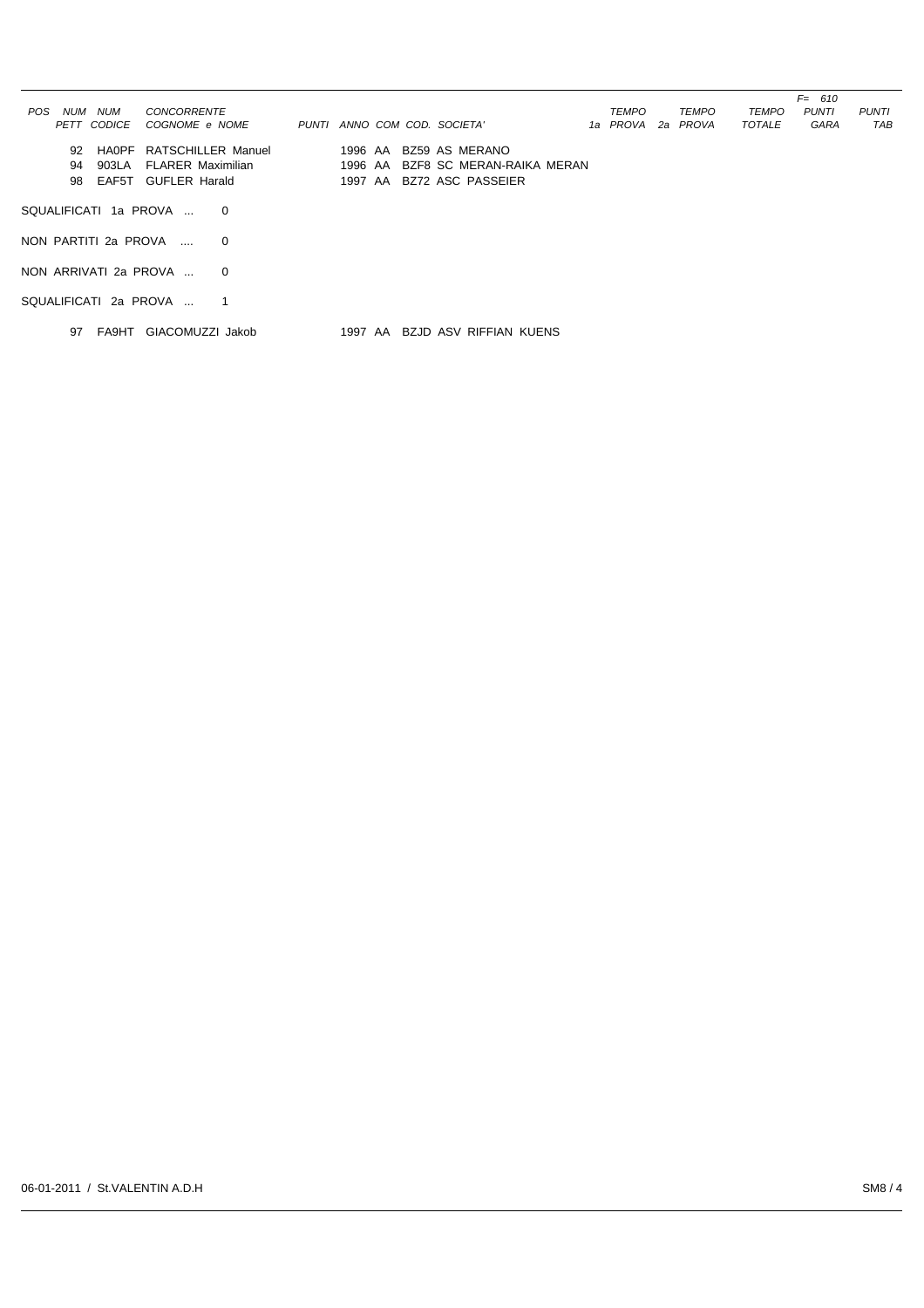| POS | NUM PETT | NUM CODICE | CONCORRENTE COGNOME e NOME | PUNTI | ANNO | COM | COD. | SOCIETA' | TEMPO 1a PROVA | TEMPO 2a PROVA | TEMPO TOTALE | F= 610 PUNTI GARA | PUNTI TAB |
|---|---|---|---|---|---|---|---|---|---|---|---|---|---|
| | 92 | HA0PF | RATSCHILLER Manuel | | 1996 | AA | BZ59 | AS MERANO | | | | | |
| | 94 | 903LA | FLARER Maximilian | | 1996 | AA | BZF8 | SC MERAN-RAIKA MERAN | | | | | |
| | 98 | EAF5T | GUFLER Harald | | 1997 | AA | BZ72 | ASC PASSEIER | | | | | |

SQUALIFICATI 1a PROVA ... 0

NON PARTITI 2a PROVA .... 0

NON ARRIVATI 2a PROVA ... 0

SQUALIFICATI 2a PROVA ... 1

| NUM PETT | NUM CODICE | CONCORRENTE COGNOME e NOME | ANNO | COM | COD. | SOCIETA' |
|---|---|---|---|---|---|---|
| 97 | FA9HT | GIACOMUZZI Jakob | 1997 | AA | BZJD | ASV RIFFIAN KUENS |

06-01-2011 / St.VALENTIN A.D.H